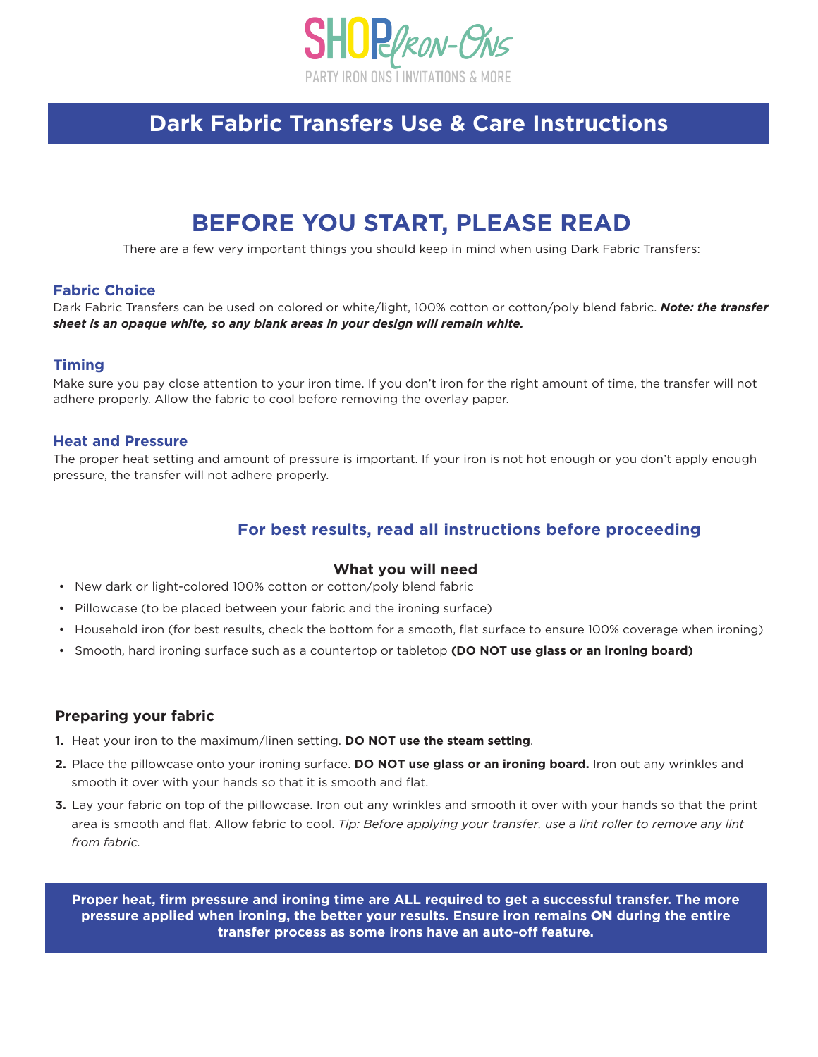SHOP Iron-Ons

PARTY IRON ONS I INVITATIONS & MORE

# Dark Fabric Transfers Use & Care Instructions

## BEFORE YOU START, PLEASE READ

There are a few very important things you should keep in mind when using Dark Fabric Transfers:

### Fabric Choice

Dark Fabric Transfers can be used on colored or white/light, 100% cotton or cotton/poly blend fabric. ***Note: the transfer sheet is an opaque white, so any blank areas in your design will remain white.***

### Timing

Make sure you pay close attention to your iron time. If you don't iron for the right amount of time, the transfer will not adhere properly. Allow the fabric to cool before removing the overlay paper.

### Heat and Pressure

The proper heat setting and amount of pressure is important. If your iron is not hot enough or you don't apply enough pressure, the transfer will not adhere properly.

### For best results, read all instructions before proceeding

#### What you will need

- New dark or light-colored 100% cotton or cotton/poly blend fabric
- Pillowcase (to be placed between your fabric and the ironing surface)
- Household iron (for best results, check the bottom for a smooth, flat surface to ensure 100% coverage when ironing)
- Smooth, hard ironing surface such as a countertop or tabletop **(DO NOT use glass or an ironing board)**

#### Preparing your fabric

1. Heat your iron to the maximum/linen setting. **DO NOT use the steam setting**.
2. Place the pillowcase onto your ironing surface. **DO NOT use glass or an ironing board.** Iron out any wrinkles and smooth it over with your hands so that it is smooth and flat.
3. Lay your fabric on top of the pillowcase. Iron out any wrinkles and smooth it over with your hands so that the print area is smooth and flat. Allow fabric to cool. *Tip: Before applying your transfer, use a lint roller to remove any lint from fabric.*

**Proper heat, firm pressure and ironing time are ALL required to get a successful transfer. The more pressure applied when ironing, the better your results. Ensure iron remains ON during the entire transfer process as some irons have an auto-off feature.**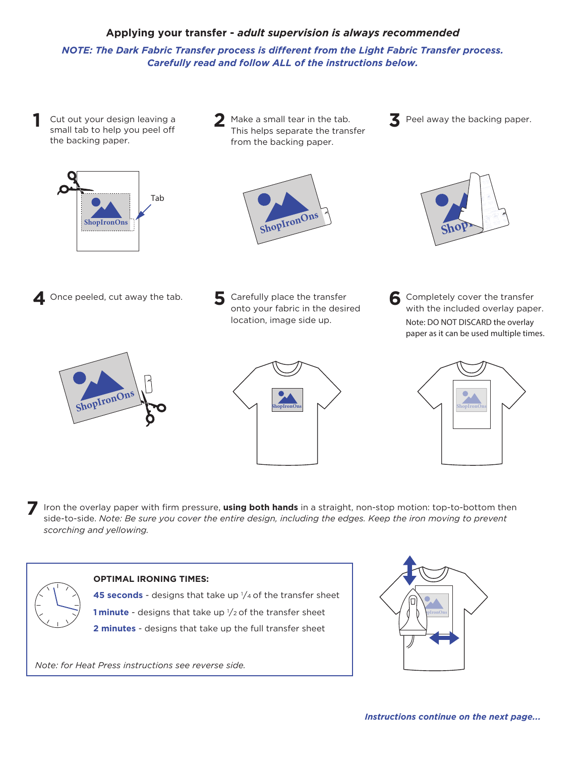## Applying your transfer - *adult supervision is always recommended*

***NOTE: The Dark Fabric Transfer process is different from the Light Fabric Transfer process. Carefully read and follow ALL of the instructions below.***

**1** Cut out your design leaving a small tab to help you peel off the backing paper.

**2** Make a small tear in the tab. This helps separate the transfer from the backing paper.

**3** Peel away the backing paper.

**4** Once peeled, cut away the tab.

**5** Carefully place the transfer onto your fabric in the desired location, image side up.

**6** Completely cover the transfer with the included overlay paper.
Note: DO NOT DISCARD the overlay paper as it can be used multiple times.

**7** Iron the overlay paper with firm pressure, **using both hands** in a straight, non-stop motion: top-to-bottom then side-to-side. *Note: Be sure you cover the entire design, including the edges. Keep the iron moving to prevent scorching and yellowing.*

**OPTIMAL IRONING TIMES:**

**45 seconds** - designs that take up 1/4 of the transfer sheet

**1 minute** - designs that take up 1/2 of the transfer sheet

**2 minutes** - designs that take up the full transfer sheet

*Note: for Heat Press instructions see reverse side.*

***Instructions continue on the next page...***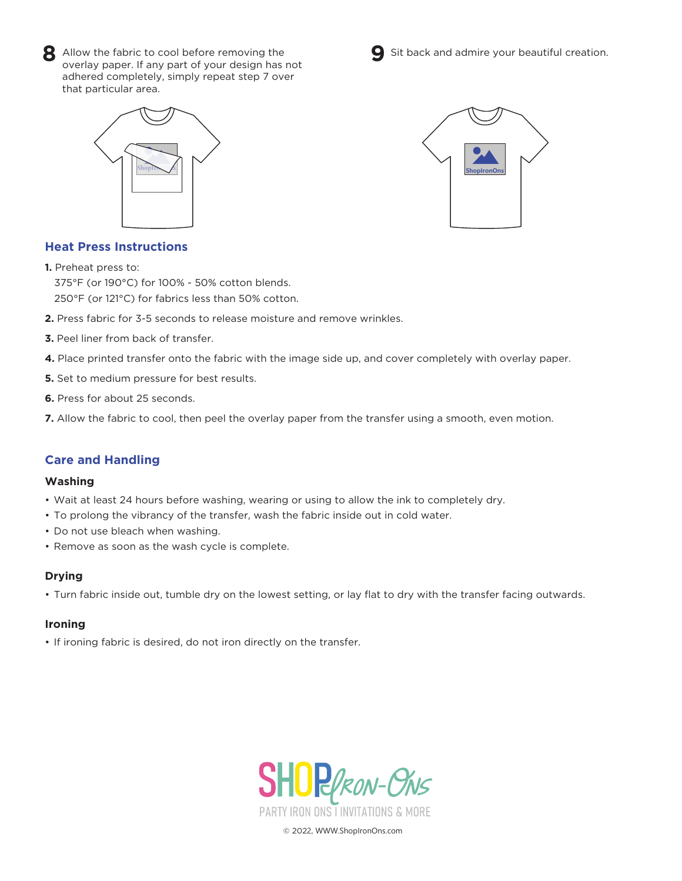8 Allow the fabric to cool before removing the overlay paper. If any part of your design has not adhered completely, simply repeat step 7 over that particular area.

9 Sit back and admire your beautiful creation.

## Heat Press Instructions

**1.** Preheat press to:
375°F (or 190°C) for 100% - 50% cotton blends.
250°F (or 121°C) for fabrics less than 50% cotton.

**2.** Press fabric for 3-5 seconds to release moisture and remove wrinkles.

**3.** Peel liner from back of transfer.

**4.** Place printed transfer onto the fabric with the image side up, and cover completely with overlay paper.

**5.** Set to medium pressure for best results.

**6.** Press for about 25 seconds.

**7.** Allow the fabric to cool, then peel the overlay paper from the transfer using a smooth, even motion.

## Care and Handling

### Washing

- Wait at least 24 hours before washing, wearing or using to allow the ink to completely dry.
- To prolong the vibrancy of the transfer, wash the fabric inside out in cold water.
- Do not use bleach when washing.
- Remove as soon as the wash cycle is complete.

### Drying

- Turn fabric inside out, tumble dry on the lowest setting, or lay flat to dry with the transfer facing outwards.

### Ironing

- If ironing fabric is desired, do not iron directly on the transfer.

SHOP Iron-Ons
PARTY IRON ONS I INVITATIONS & MORE

© 2022, WWW.ShopIronOns.com